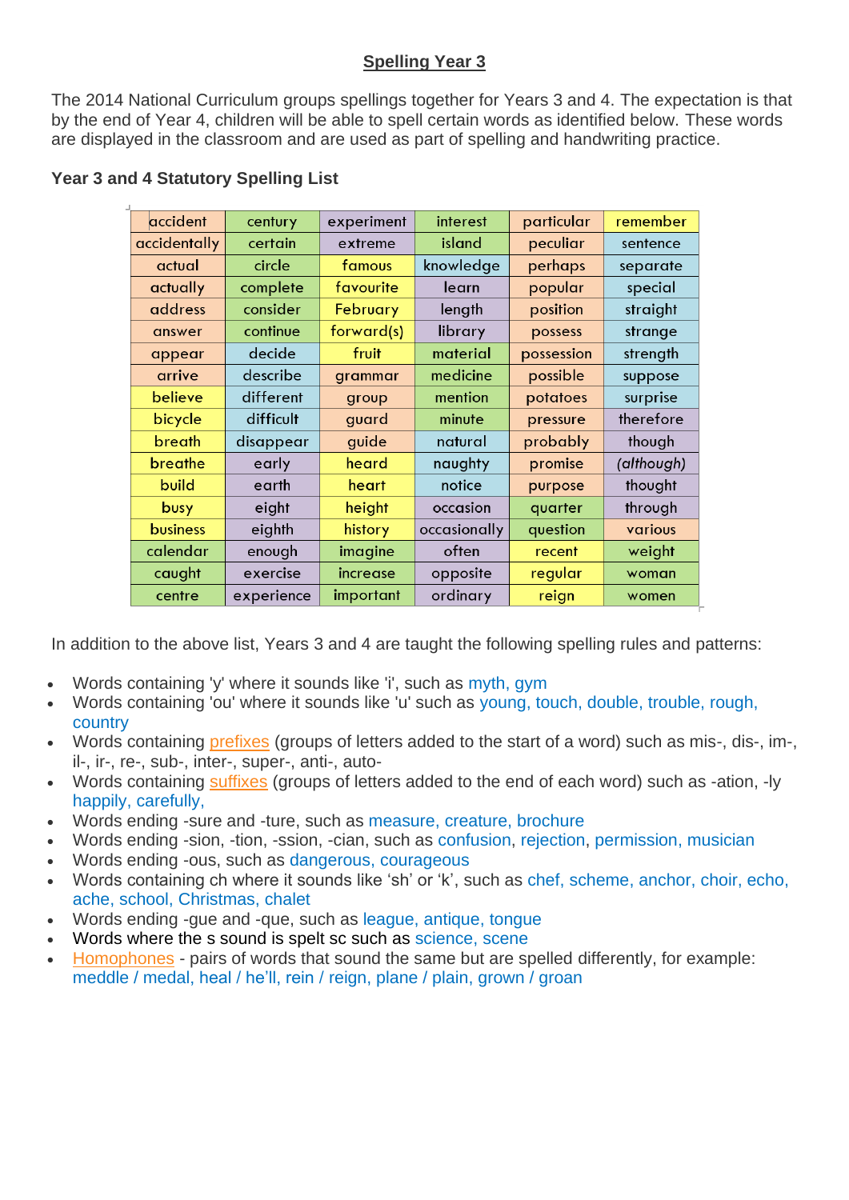# Spelling Year 3

The 2014 National Curriculum groups spellings together for Years 3 and 4. The expectation is that by the end of Year 4, children will be able to spell certain words as identified below. These words are displayed in the classroom and are used as part of spelling and handwriting practice.

### Year 3 and 4 Statutory Spelling List

| | | | | | |
|---|---|---|---|---|---|
| accident | century | experiment | interest | particular | remember |
| accidentally | certain | extreme | island | peculiar | sentence |
| actual | circle | famous | knowledge | perhaps | separate |
| actually | complete | favourite | learn | popular | special |
| address | consider | February | length | position | straight |
| answer | continue | forward(s) | library | possess | strange |
| appear | decide | fruit | material | possession | strength |
| arrive | describe | grammar | medicine | possible | suppose |
| believe | different | group | mention | potatoes | surprise |
| bicycle | difficult | guard | minute | pressure | therefore |
| breath | disappear | guide | natural | probably | though |
| breathe | early | heard | naughty | promise | *(although)* |
| build | earth | heart | notice | purpose | thought |
| busy | eight | height | occasion | quarter | through |
| business | eighth | history | occasionally | question | various |
| calendar | enough | imagine | often | recent | weight |
| caught | exercise | increase | opposite | regular | woman |
| centre | experience | important | ordinary | reign | women |

In addition to the above list, Years 3 and 4 are taught the following spelling rules and patterns:

- Words containing 'y' where it sounds like 'i', such as myth, gym
- Words containing 'ou' where it sounds like 'u' such as young, touch, double, trouble, rough, country
- Words containing prefixes (groups of letters added to the start of a word) such as mis-, dis-, im-, il-, ir-, re-, sub-, inter-, super-, anti-, auto-
- Words containing suffixes (groups of letters added to the end of each word) such as -ation, -ly happily, carefully,
- Words ending -sure and -ture, such as measure, creature, brochure
- Words ending -sion, -tion, -ssion, -cian, such as confusion, rejection, permission, musician
- Words ending -ous, such as dangerous, courageous
- Words containing ch where it sounds like 'sh' or 'k', such as chef, scheme, anchor, choir, echo, ache, school, Christmas, chalet
- Words ending -gue and -que, such as league, antique, tongue
- Words where the s sound is spelt sc such as science, scene
- Homophones - pairs of words that sound the same but are spelled differently, for example: meddle / medal, heal / he'll, rein / reign, plane / plain, grown / groan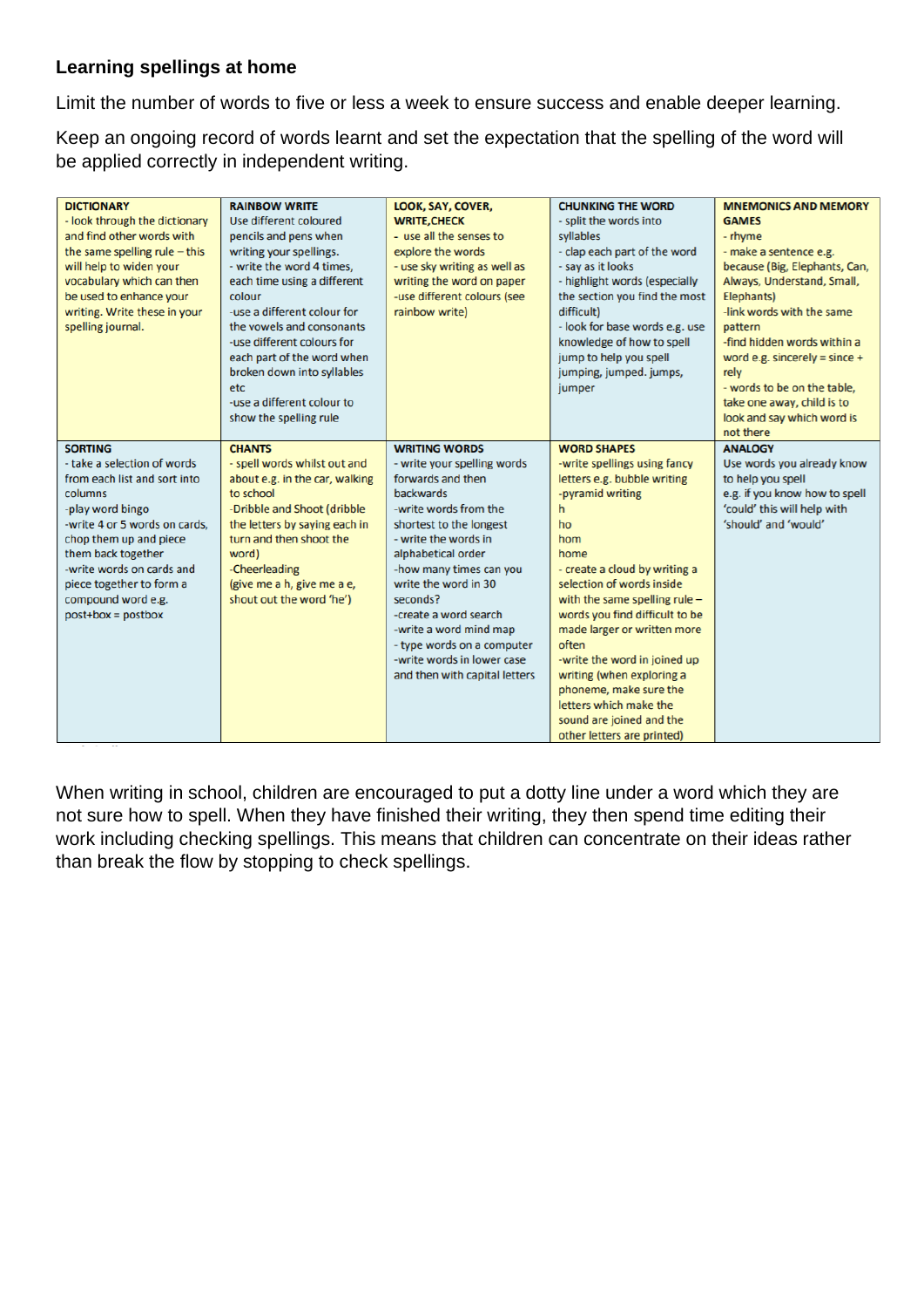**Learning spellings at home**

Limit the number of words to five or less a week to ensure success and enable deeper learning.

Keep an ongoing record of words learnt and set the expectation that the spelling of the word will be applied correctly in independent writing.

| | | | | |
|---|---|---|---|---|
| **DICTIONARY**<br>- look through the dictionary and find other words with the same spelling rule – this will help to widen your vocabulary which can then be used to enhance your writing. Write these in your spelling journal. | **RAINBOW WRITE**<br>Use different coloured pencils and pens when writing your spellings.<br>- write the word 4 times, each time using a different colour<br>-use a different colour for the vowels and consonants<br>-use different colours for each part of the word when broken down into syllables etc<br>-use a different colour to show the spelling rule | **LOOK, SAY, COVER, WRITE,CHECK**<br>- use all the senses to explore the words<br>- use sky writing as well as writing the word on paper<br>-use different colours (see rainbow write) | **CHUNKING THE WORD**<br>- split the words into syllables<br>- clap each part of the word<br>- say as it looks<br>- highlight words (especially the section you find the most difficult)<br>- look for base words e.g. use knowledge of how to spell jump to help you spell jumping, jumped. jumps, jumper | **MNEMONICS AND MEMORY GAMES**<br>- rhyme<br>- make a sentence e.g. because (Big, Elephants, Can, Always, Understand, Small, Elephants)<br>-link words with the same pattern<br>-find hidden words within a word e.g. sincerely = since + rely<br>- words to be on the table, take one away, child is to look and say which word is not there |
| **SORTING**<br>- take a selection of words from each list and sort into columns<br>-play word bingo<br>-write 4 or 5 words on cards, chop them up and piece them back together<br>-write words on cards and piece together to form a compound word e.g. post+box = postbox | **CHANTS**<br>- spell words whilst out and about e.g. in the car, walking to school<br>-Dribble and Shoot (dribble the letters by saying each in turn and then shoot the word)<br>-Cheerleading (give me a h, give me a e, shout out the word 'he') | **WRITING WORDS**<br>- write your spelling words forwards and then backwards<br>-write words from the shortest to the longest<br>- write the words in alphabetical order<br>-how many times can you write the word in 30 seconds?<br>-create a word search<br>-write a word mind map<br>- type words on a computer<br>-write words in lower case and then with capital letters | **WORD SHAPES**<br>-write spellings using fancy letters e.g. bubble writing<br>-pyramid writing<br>h<br>ho<br>hom<br>home<br>- create a cloud by writing a selection of words inside with the same spelling rule – words you find difficult to be made larger or written more often<br>-write the word in joined up writing (when exploring a phoneme, make sure the letters which make the sound are joined and the other letters are printed) | **ANALOGY**<br>Use words you already know to help you spell<br>e.g. if you know how to spell 'could' this will help with 'should' and 'would' |

When writing in school, children are encouraged to put a dotty line under a word which they are not sure how to spell. When they have finished their writing, they then spend time editing their work including checking spellings. This means that children can concentrate on their ideas rather than break the flow by stopping to check spellings.